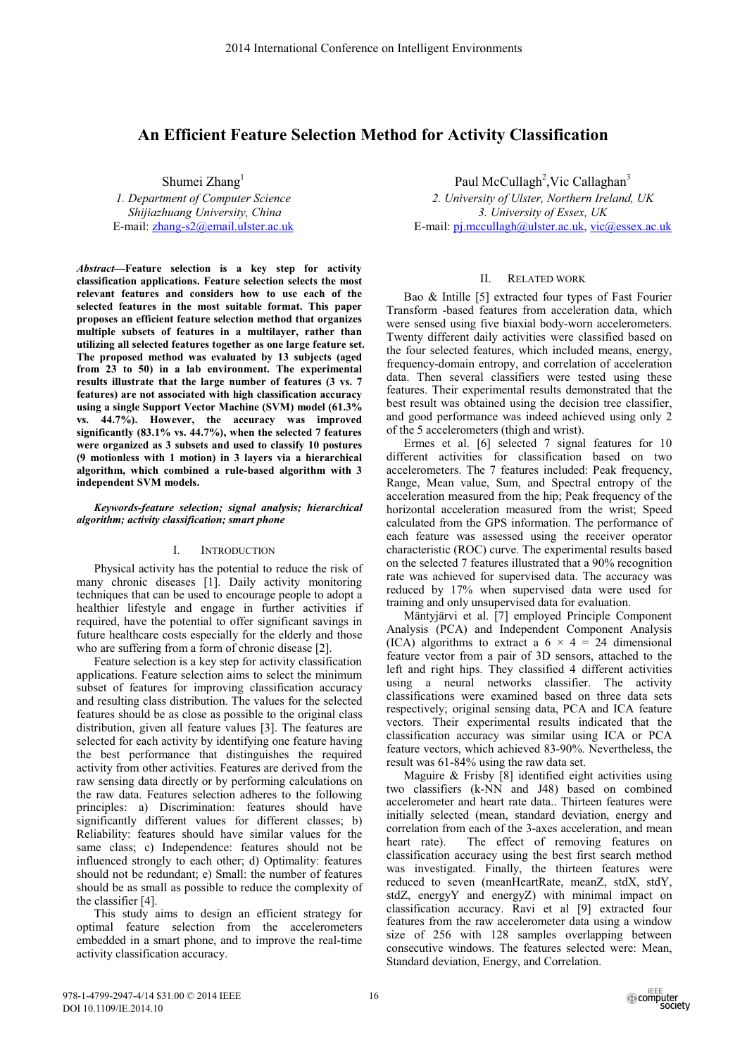# An Efficient Feature Selection Method for Activity Classification

Shumei Zhang[1]
1. Department of Computer Science
Shijiazhuang University, China
E-mail: zhang-s2@email.ulster.ac.uk

Paul McCullagh[2], Vic Callaghan[3]
2. University of Ulster, Northern Ireland, UK
3. University of Essex, UK
E-mail: pj.mccullagh@ulster.ac.uk, vic@essex.ac.uk

***Abstract*—Feature selection is a key step for activity classification applications. Feature selection selects the most relevant features and considers how to use each of the selected features in the most suitable format. This paper proposes an efficient feature selection method that organizes multiple subsets of features in a multilayer, rather than utilizing all selected features together as one large feature set. The proposed method was evaluated by 13 subjects (aged from 23 to 50) in a lab environment. The experimental results illustrate that the large number of features (3 vs. 7 features) are not associated with high classification accuracy using a single Support Vector Machine (SVM) model (61.3% vs. 44.7%). However, the accuracy was improved significantly (83.1% vs. 44.7%), when the selected 7 features were organized as 3 subsets and used to classify 10 postures (9 motionless with 1 motion) in 3 layers via a hierarchical algorithm, which combined a rule-based algorithm with 3 independent SVM models.**

***Keywords-feature selection; signal analysis; hierarchical algorithm; activity classification; smart phone***

## I. Introduction

Physical activity has the potential to reduce the risk of many chronic diseases [1]. Daily activity monitoring techniques that can be used to encourage people to adopt a healthier lifestyle and engage in further activities if required, have the potential to offer significant savings in future healthcare costs especially for the elderly and those who are suffering from a form of chronic disease [2].

Feature selection is a key step for activity classification applications. Feature selection aims to select the minimum subset of features for improving classification accuracy and resulting class distribution. The values for the selected features should be as close as possible to the original class distribution, given all feature values [3]. The features are selected for each activity by identifying one feature having the best performance that distinguishes the required activity from other activities. Features are derived from the raw sensing data directly or by performing calculations on the raw data. Features selection adheres to the following principles: a) Discrimination: features should have significantly different values for different classes; b) Reliability: features should have similar values for the same class; c) Independence: features should not be influenced strongly to each other; d) Optimality: features should not be redundant; e) Small: the number of features should be as small as possible to reduce the complexity of the classifier [4].

This study aims to design an efficient strategy for optimal feature selection from the accelerometers embedded in a smart phone, and to improve the real-time activity classification accuracy.

## II. Related Work

Bao & Intille [5] extracted four types of Fast Fourier Transform -based features from acceleration data, which were sensed using five biaxial body-worn accelerometers. Twenty different daily activities were classified based on the four selected features, which included means, energy, frequency-domain entropy, and correlation of acceleration data. Then several classifiers were tested using these features. Their experimental results demonstrated that the best result was obtained using the decision tree classifier, and good performance was indeed achieved using only 2 of the 5 accelerometers (thigh and wrist).

Ermes et al. [6] selected 7 signal features for 10 different activities for classification based on two accelerometers. The 7 features included: Peak frequency, Range, Mean value, Sum, and Spectral entropy of the acceleration measured from the hip; Peak frequency of the horizontal acceleration measured from the wrist; Speed calculated from the GPS information. The performance of each feature was assessed using the receiver operator characteristic (ROC) curve. The experimental results based on the selected 7 features illustrated that a 90% recognition rate was achieved for supervised data. The accuracy was reduced by 17% when supervised data were used for training and only unsupervised data for evaluation.

Mäntyjärvi et al. [7] employed Principle Component Analysis (PCA) and Independent Component Analysis (ICA) algorithms to extract a $6 \times 4 = 24$ dimensional feature vector from a pair of 3D sensors, attached to the left and right hips. They classified 4 different activities using a neural networks classifier. The activity classifications were examined based on three data sets respectively; original sensing data, PCA and ICA feature vectors. Their experimental results indicated that the classification accuracy was similar using ICA or PCA feature vectors, which achieved 83-90%. Nevertheless, the result was 61-84% using the raw data set.

Maguire & Frisby [8] identified eight activities using two classifiers (k-NN and J48) based on combined accelerometer and heart rate data.. Thirteen features were initially selected (mean, standard deviation, energy and correlation from each of the 3-axes acceleration, and mean heart rate). The effect of removing features on classification accuracy using the best first search method was investigated. Finally, the thirteen features were reduced to seven (meanHeartRate, meanZ, stdX, stdY, stdZ, energyY and energyZ) with minimal impact on classification accuracy. Ravi et al [9] extracted four features from the raw accelerometer data using a window size of 256 with 128 samples overlapping between consecutive windows. The features selected were: Mean, Standard deviation, Energy, and Correlation.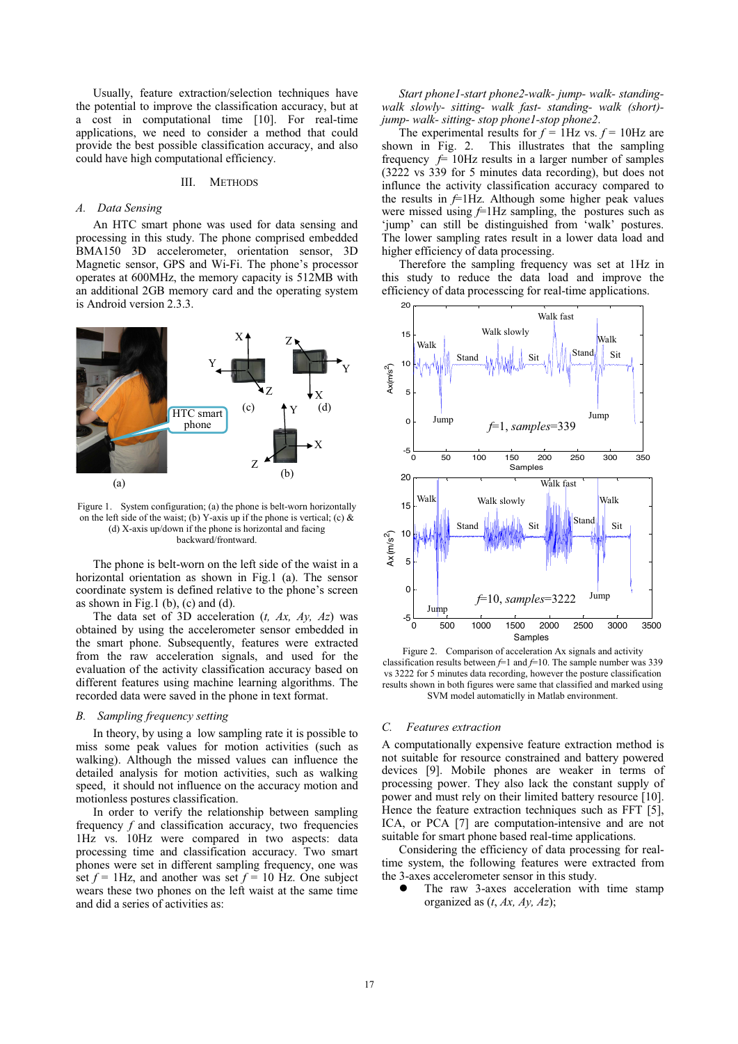Usually, feature extraction/selection techniques have the potential to improve the classification accuracy, but at a cost in computational time [10]. For real-time applications, we need to consider a method that could provide the best possible classification accuracy, and also could have high computational efficiency.

## III. METHODS

### *A. Data Sensing*

An HTC smart phone was used for data sensing and processing in this study. The phone comprised embedded BMA150 3D accelerometer, orientation sensor, 3D Magnetic sensor, GPS and Wi-Fi. The phone's processor operates at 600MHz, the memory capacity is 512MB with an additional 2GB memory card and the operating system is Android version 2.3.3.

Figure 1. System configuration; (a) the phone is belt-worn horizontally on the left side of the waist; (b) Y-axis up if the phone is vertical; (c) & (d) X-axis up/down if the phone is horizontal and facing backward/frontward.

The phone is belt-worn on the left side of the waist in a horizontal orientation as shown in Fig.1 (a). The sensor coordinate system is defined relative to the phone's screen as shown in Fig.1 (b), (c) and (d).

The data set of 3D acceleration (*t, Ax, Ay, Az*) was obtained by using the accelerometer sensor embedded in the smart phone. Subsequently, features were extracted from the raw acceleration signals, and used for the evaluation of the activity classification accuracy based on different features using machine learning algorithms. The recorded data were saved in the phone in text format.

### *B. Sampling frequency setting*

In theory, by using a low sampling rate it is possible to miss some peak values for motion activities (such as walking). Although the missed values can influence the detailed analysis for motion activities, such as walking speed, it should not influence on the accuracy motion and motionless postures classification.

In order to verify the relationship between sampling frequency $f$ and classification accuracy, two frequencies 1Hz vs. 10Hz were compared in two aspects: data processing time and classification accuracy. Two smart phones were set in different sampling frequency, one was set $f$ = 1Hz, and another was set $f$ = 10 Hz. One subject wears these two phones on the left waist at the same time and did a series of activities as:

*Start phone1-start phone2-walk- jump- walk- standing- walk slowly- sitting- walk fast- standing- walk (short)- jump- walk- sitting- stop phone1-stop phone2.*

The experimental results for $f$ = 1Hz vs. $f$ = 10Hz are shown in Fig. 2. This illustrates that the sampling frequency $f$= 10Hz results in a larger number of samples (3222 vs 339 for 5 minutes data recording), but does not influence the activity classification accuracy compared to the results in $f$=1Hz. Although some higher peak values were missed using $f$=1Hz sampling, the postures such as 'jump' can still be distinguished from 'walk' postures. The lower sampling rates result in a lower data load and higher efficiency of data processing.

Therefore the sampling frequency was set at 1Hz in this study to reduce the data load and improve the efficiency of data processcing for real-time applications.

Figure 2. Comparison of acceleration Ax signals and activity classification results between $f$=1 and $f$=10. The sample number was 339 vs 3222 for 5 minutes data recording, however the posture classification results shown in both figures were same that classified and marked using SVM model automaticlly in Matlab environment.

### *C. Features extraction*

A computationally expensive feature extraction method is not suitable for resource constrained and battery powered devices [9]. Mobile phones are weaker in terms of processing power. They also lack the constant supply of power and must rely on their limited battery resource [10]. Hence the feature extraction techniques such as FFT [5], ICA, or PCA [7] are computation-intensive and are not suitable for smart phone based real-time applications.

Considering the efficiency of data processing for real-time system, the following features were extracted from the 3-axes accelerometer sensor in this study.

- The raw 3-axes acceleration with time stamp organized as (*t, Ax, Ay, Az*);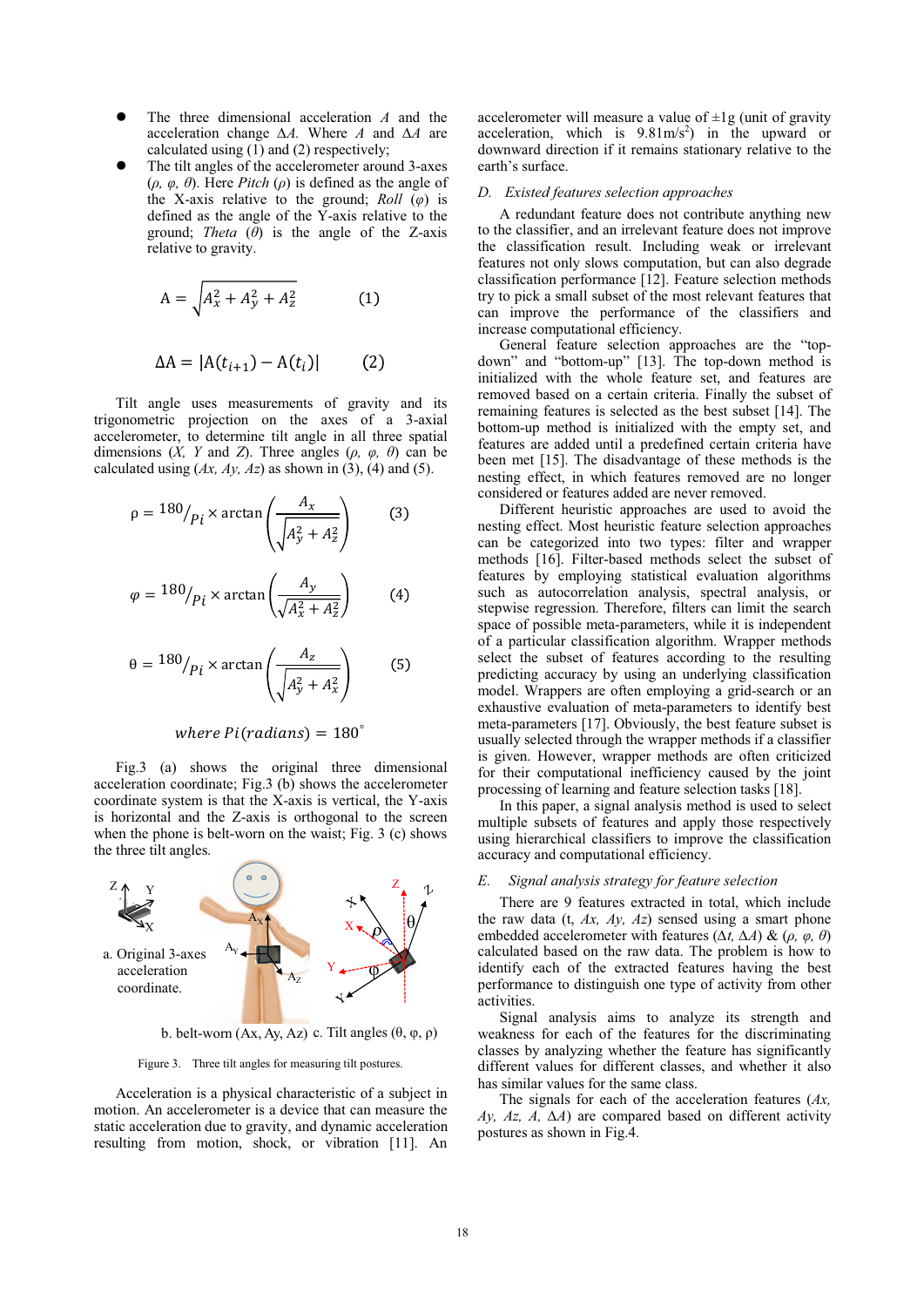- The three dimensional acceleration $A$ and the acceleration change $\Delta A$. Where $A$ and $\Delta A$ are calculated using (1) and (2) respectively;
- The tilt angles of the accelerometer around 3-axes ($\rho$, $\varphi$, $\theta$). Here *Pitch* ($\rho$) is defined as the angle of the X-axis relative to the ground; *Roll* ($\varphi$) is defined as the angle of the Y-axis relative to the ground; *Theta* ($\theta$) is the angle of the Z-axis relative to gravity.

$$\mathrm{A} = \sqrt{A_x^2 + A_y^2 + A_z^2} \qquad (1)$$

$$\Delta \mathrm{A} = |\mathrm{A}(t_{i+1}) - \mathrm{A}(t_i)| \qquad (2)$$

Tilt angle uses measurements of gravity and its trigonometric projection on the axes of a 3-axial accelerometer, to determine tilt angle in all three spatial dimensions (*X*, *Y* and *Z*). Three angles ($\rho$, $\varphi$, $\theta$) can be calculated using ($Ax$, $Ay$, $Az$) as shown in (3), (4) and (5).

$$\rho = {}^{180}/_{Pi} \times \arctan\left(\frac{A_x}{\sqrt{A_y^2 + A_z^2}}\right) \qquad (3)$$

$$\varphi = {}^{180}/_{Pi} \times \arctan\left(\frac{A_y}{\sqrt{A_x^2 + A_z^2}}\right) \qquad (4)$$

$$\theta = {}^{180}/_{Pi} \times \arctan\left(\frac{A_z}{\sqrt{A_y^2 + A_x^2}}\right) \qquad (5)$$

$$\textit{where } Pi(radians) = 180^{\circ}$$

Fig.3 (a) shows the original three dimensional acceleration coordinate; Fig.3 (b) shows the accelerometer coordinate system is that the X-axis is vertical, the Y-axis is horizontal and the Z-axis is orthogonal to the screen when the phone is belt-worn on the waist; Fig. 3 (c) shows the three tilt angles.

a. Original 3-axes acceleration coordinate. b. belt-worn (Ax, Ay, Az) c. Tilt angles (θ, φ, ρ)

Figure 3. Three tilt angles for measuring tilt postures.

Acceleration is a physical characteristic of a subject in motion. An accelerometer is a device that can measure the static acceleration due to gravity, and dynamic acceleration resulting from motion, shock, or vibration [11]. An accelerometer will measure a value of ±1g (unit of gravity acceleration, which is 9.81m/s$^2$) in the upward or downward direction if it remains stationary relative to the earth's surface.

### D. *Existed features selection approaches*

A redundant feature does not contribute anything new to the classifier, and an irrelevant feature does not improve the classification result. Including weak or irrelevant features not only slows computation, but can also degrade classification performance [12]. Feature selection methods try to pick a small subset of the most relevant features that can improve the performance of the classifiers and increase computational efficiency.

General feature selection approaches are the "top-down" and "bottom-up" [13]. The top-down method is initialized with the whole feature set, and features are removed based on a certain criteria. Finally the subset of remaining features is selected as the best subset [14]. The bottom-up method is initialized with the empty set, and features are added until a predefined certain criteria have been met [15]. The disadvantage of these methods is the nesting effect, in which features removed are no longer considered or features added are never removed.

Different heuristic approaches are used to avoid the nesting effect. Most heuristic feature selection approaches can be categorized into two types: filter and wrapper methods [16]. Filter-based methods select the subset of features by employing statistical evaluation algorithms such as autocorrelation analysis, spectral analysis, or stepwise regression. Therefore, filters can limit the search space of possible meta-parameters, while it is independent of a particular classification algorithm. Wrapper methods select the subset of features according to the resulting predicting accuracy by using an underlying classification model. Wrappers are often employing a grid-search or an exhaustive evaluation of meta-parameters to identify best meta-parameters [17]. Obviously, the best feature subset is usually selected through the wrapper methods if a classifier is given. However, wrapper methods are often criticized for their computational inefficiency caused by the joint processing of learning and feature selection tasks [18].

In this paper, a signal analysis method is used to select multiple subsets of features and apply those respectively using hierarchical classifiers to improve the classification accuracy and computational efficiency.

### E. *Signal analysis strategy for feature selection*

There are 9 features extracted in total, which include the raw data (t, $Ax$, $Ay$, $Az$) sensed using a smart phone embedded accelerometer with features ($\Delta t$, $\Delta A$) & ($\rho$, $\varphi$, $\theta$) calculated based on the raw data. The problem is how to identify each of the extracted features having the best performance to distinguish one type of activity from other activities.

Signal analysis aims to analyze its strength and weakness for each of the features for the discriminating classes by analyzing whether the feature has significantly different values for different classes, and whether it also has similar values for the same class.

The signals for each of the acceleration features ($Ax$, $Ay$, $Az$, $A$, $\Delta A$) are compared based on different activity postures as shown in Fig.4.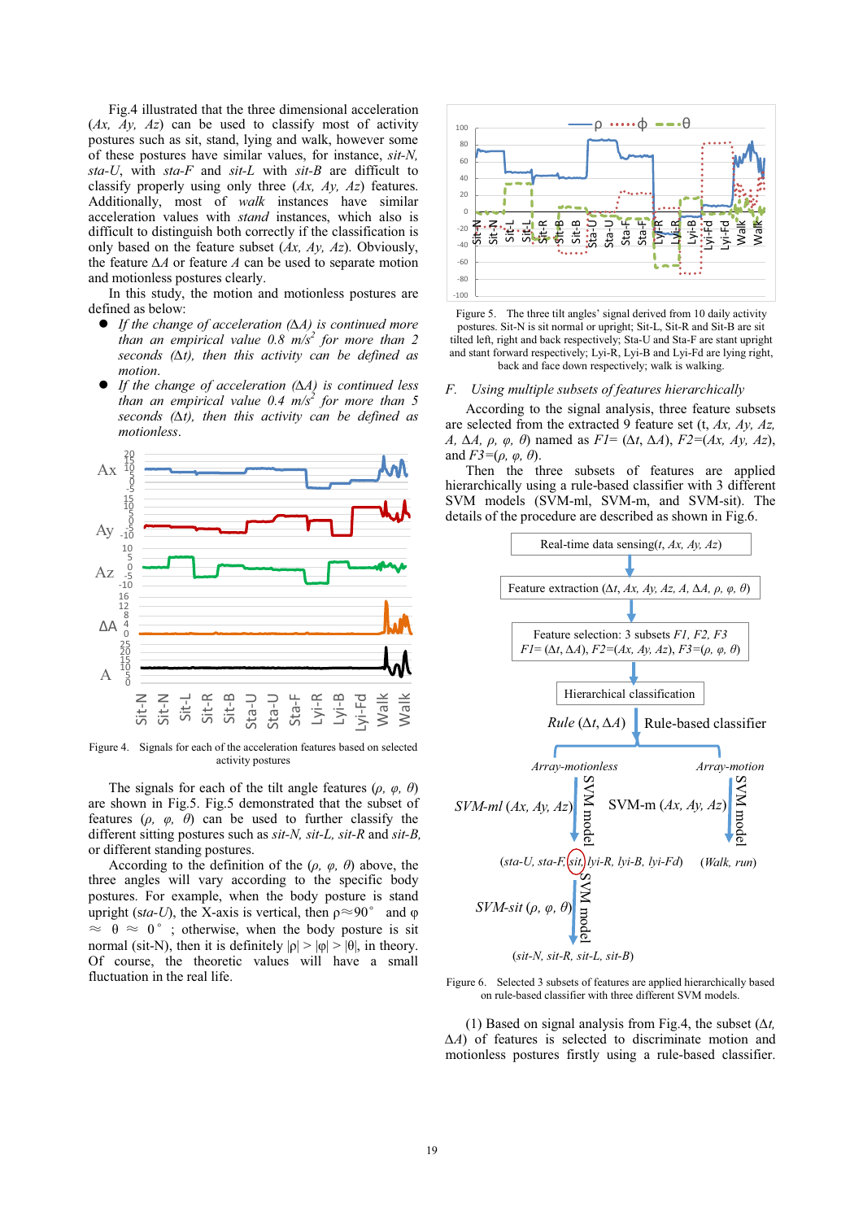Fig.4 illustrated that the three dimensional acceleration (*Ax, Ay, Az*) can be used to classify most of activity postures such as sit, stand, lying and walk, however some of these postures have similar values, for instance, *sit-N*, *sta-U*, with *sta-F* and *sit-L* with *sit-B* are difficult to classify properly using only three (*Ax, Ay, Az*) features. Additionally, most of *walk* instances have similar acceleration values with *stand* instances, which also is difficult to distinguish both correctly if the classification is only based on the feature subset (*Ax, Ay, Az*). Obviously, the feature Δ*A* or feature *A* can be used to separate motion and motionless postures clearly.

In this study, the motion and motionless postures are defined as below:

- *If the change of acceleration (*Δ*A) is continued more than an empirical value 0.8 m/s² for more than 2 seconds (*Δ*t), then this activity can be defined as motion.*
- *If the change of acceleration (*Δ*A) is continued less than an empirical value 0.4 m/s² for more than 5 seconds (*Δ*t), then this activity can be defined as motionless.*

Figure 4. Signals for each of the acceleration features based on selected activity postures

The signals for each of the tilt angle features (*ρ, φ, θ*) are shown in Fig.5. Fig.5 demonstrated that the subset of features (*ρ, φ, θ*) can be used to further classify the different sitting postures such as *sit-N*, *sit-L*, *sit-R* and *sit-B*, or different standing postures.

According to the definition of the (*ρ, φ, θ*) above, the three angles will vary according to the specific body postures. For example, when the body posture is stand upright (*sta-U*), the X-axis is vertical, then ρ≈90° and φ ≈ θ ≈ 0°; otherwise, when the body posture is sit normal (sit-N), then it is definitely |ρ| > |φ| > |θ|, in theory. Of course, the theoretic values will have a small fluctuation in the real life.

Figure 5. The three tilt angles' signal derived from 10 daily activity postures. Sit-N is sit normal or upright; Sit-L, Sit-R and Sit-B are sit tilted left, right and back respectively; Sta-U and Sta-F are stant upright and stant forward respectively; Lyi-R, Lyi-B and Lyi-Fd are lying right, back and face down respectively; walk is walking.

### F. *Using multiple subsets of features hierarchically*

According to the signal analysis, three feature subsets are selected from the extracted 9 feature set (t, *Ax, Ay, Az, A,* Δ*A, ρ, φ, θ*) named as *F1*= (Δ*t,* Δ*A*), *F2*=(*Ax, Ay, Az*), and *F3*=(*ρ, φ, θ*).

Then the three subsets of features are applied hierarchically using a rule-based classifier with 3 different SVM models (SVM-ml, SVM-m, and SVM-sit). The details of the procedure are described as shown in Fig.6.

Figure 6. Selected 3 subsets of features are applied hierarchically based on rule-based classifier with three different SVM models.

(1) Based on signal analysis from Fig.4, the subset (Δ*t,* Δ*A*) of features is selected to discriminate motion and motionless postures firstly using a rule-based classifier.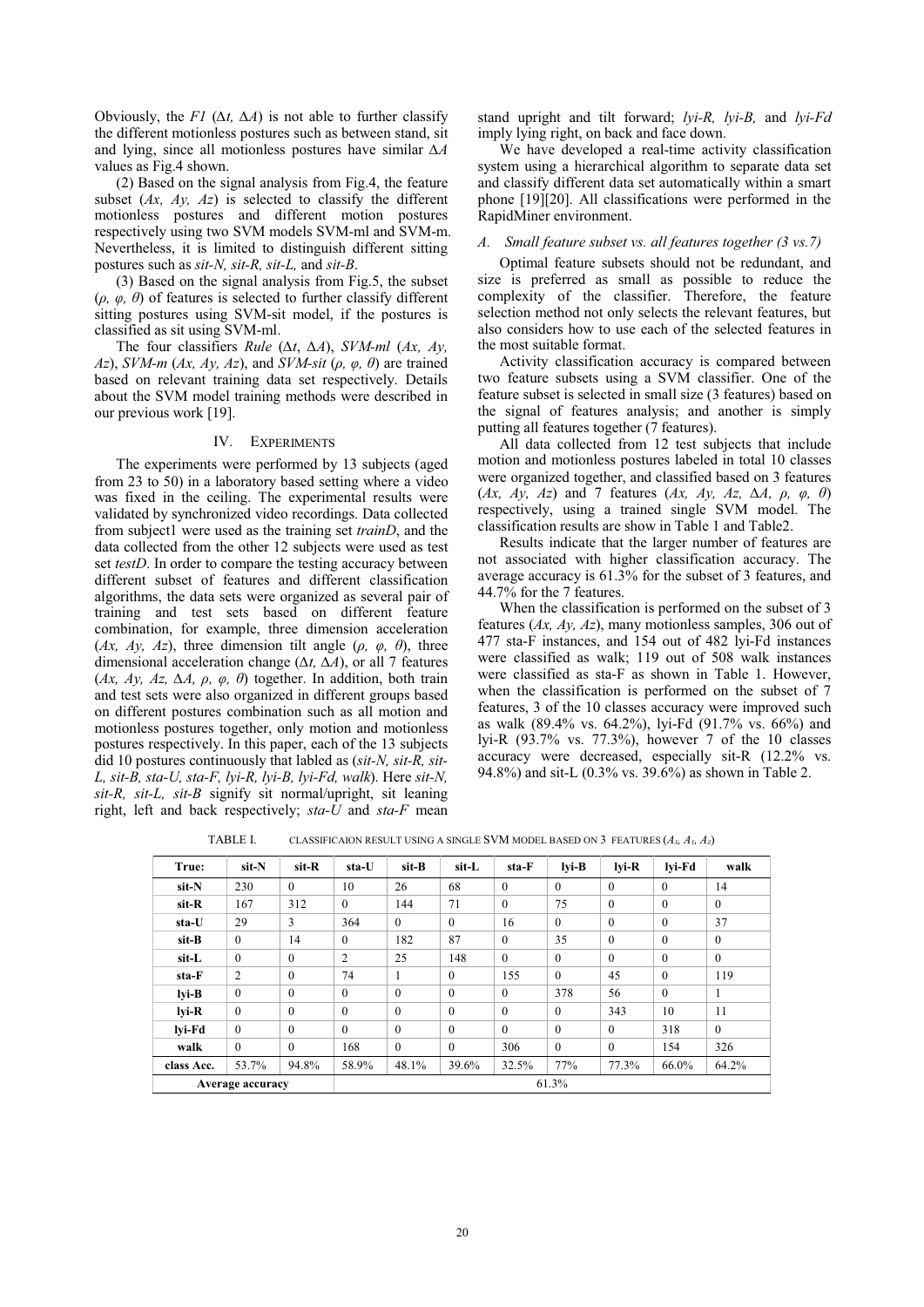Obviously, the *F1* ($\Delta t$, $\Delta A$) is not able to further classify the different motionless postures such as between stand, sit and lying, since all motionless postures have similar $\Delta A$ values as Fig.4 shown.

(2) Based on the signal analysis from Fig.4, the feature subset ($Ax$, $Ay$, $Az$) is selected to classify the different motionless postures and different motion postures respectively using two SVM models SVM-ml and SVM-m. Nevertheless, it is limited to distinguish different sitting postures such as *sit-N*, *sit-R*, *sit-L*, and *sit-B*.

(3) Based on the signal analysis from Fig.5, the subset ($\rho$, $\varphi$, $\theta$) of features is selected to further classify different sitting postures using SVM-sit model, if the postures is classified as sit using SVM-ml.

The four classifiers *Rule* ($\Delta t$, $\Delta A$), *SVM-ml* ($Ax$, $Ay$, $Az$), *SVM-m* ($Ax$, $Ay$, $Az$), and *SVM-sit* ($\rho$, $\varphi$, $\theta$) are trained based on relevant training data set respectively. Details about the SVM model training methods were described in our previous work [19].

## IV. EXPERIMENTS

The experiments were performed by 13 subjects (aged from 23 to 50) in a laboratory based setting where a video was fixed in the ceiling. The experimental results were validated by synchronized video recordings. Data collected from subject1 were used as the training set *trainD*, and the data collected from the other 12 subjects were used as test set *testD*. In order to compare the testing accuracy between different subset of features and different classification algorithms, the data sets were organized as several pair of training and test sets based on different feature combination, for example, three dimension acceleration ($Ax$, $Ay$, $Az$), three dimension tilt angle ($\rho$, $\varphi$, $\theta$), three dimensional acceleration change ($\Delta t$, $\Delta A$), or all 7 features ($Ax$, $Ay$, $Az$, $\Delta A$, $\rho$, $\varphi$, $\theta$) together. In addition, both train and test sets were also organized in different groups based on different postures combination such as all motion and motionless postures together, only motion and motionless postures respectively. In this paper, each of the 13 subjects did 10 postures continuously that labeled as (*sit-N, sit-R, sit-L, sit-B, sta-U, sta-F, lyi-R, lyi-B, lyi-Fd, walk*). Here *sit-N, sit-R, sit-L, sit-B* signify sit normal/upright, sit leaning right, left and back respectively; *sta-U* and *sta-F* mean stand upright and tilt forward; *lyi-R, lyi-B,* and *lyi-Fd* imply lying right, on back and face down.

We have developed a real-time activity classification system using a hierarchical algorithm to separate data set and classify different data set automatically within a smart phone [19][20]. All classifications were performed in the RapidMiner environment.

### *A. Small feature subset vs. all features together (3 vs.7)*

Optimal feature subsets should not be redundant, and size is preferred as small as possible to reduce the complexity of the classifier. Therefore, the feature selection method not only selects the relevant features, but also considers how to use each of the selected features in the most suitable format.

Activity classification accuracy is compared between two feature subsets using a SVM classifier. One of the feature subset is selected in small size (3 features) based on the signal of features analysis; and another is simply putting all features together (7 features).

All data collected from 12 test subjects that include motion and motionless postures labeled in total 10 classes were organized together, and classified based on 3 features ($Ax$, $Ay$, $Az$) and 7 features ($Ax$, $Ay$, $Az$, $\Delta A$, $\rho$, $\varphi$, $\theta$) respectively, using a trained single SVM model. The classification results are show in Table 1 and Table2.

Results indicate that the larger number of features are not associated with higher classification accuracy. The average accuracy is 61.3% for the subset of 3 features, and 44.7% for the 7 features.

When the classification is performed on the subset of 3 features ($Ax$, $Ay$, $Az$), many motionless samples, 306 out of 477 sta-F instances, and 154 out of 482 lyi-Fd instances were classified as walk; 119 out of 508 walk instances were classified as sta-F as shown in Table 1. However, when the classification is performed on the subset of 7 features, 3 of the 10 classes accuracy were improved such as walk (89.4% vs. 64.2%), lyi-Fd (91.7% vs. 66%) and lyi-R (93.7% vs. 77.3%), however 7 of the 10 classes accuracy were decreased, especially sit-R (12.2% vs. 94.8%) and sit-L (0.3% vs. 39.6%) as shown in Table 2.

TABLE I. CLASSIFICAION RESULT USING A SINGLE SVM MODEL BASED ON 3 FEATURES ($A_x$, $A_y$, $A_z$)

| True: | sit-N | sit-R | sta-U | sit-B | sit-L | sta-F | lyi-B | lyi-R | lyi-Fd | walk |
|---|---|---|---|---|---|---|---|---|---|---|
| sit-N | 230 | 0 | 10 | 26 | 68 | 0 | 0 | 0 | 0 | 14 |
| sit-R | 167 | 312 | 0 | 144 | 71 | 0 | 75 | 0 | 0 | 0 |
| sta-U | 29 | 3 | 364 | 0 | 0 | 16 | 0 | 0 | 0 | 37 |
| sit-B | 0 | 14 | 0 | 182 | 87 | 0 | 35 | 0 | 0 | 0 |
| sit-L | 0 | 0 | 2 | 25 | 148 | 0 | 0 | 0 | 0 | 0 |
| sta-F | 2 | 0 | 74 | 1 | 0 | 155 | 0 | 45 | 0 | 119 |
| lyi-B | 0 | 0 | 0 | 0 | 0 | 0 | 378 | 56 | 0 | 1 |
| lyi-R | 0 | 0 | 0 | 0 | 0 | 0 | 0 | 343 | 10 | 11 |
| lyi-Fd | 0 | 0 | 0 | 0 | 0 | 0 | 0 | 0 | 318 | 0 |
| walk | 0 | 0 | 168 | 0 | 0 | 306 | 0 | 0 | 154 | 326 |
| class Acc. | 53.7% | 94.8% | 58.9% | 48.1% | 39.6% | 32.5% | 77% | 77.3% | 66.0% | 64.2% |
| Average accuracy | | 61.3% | | | | | | | | |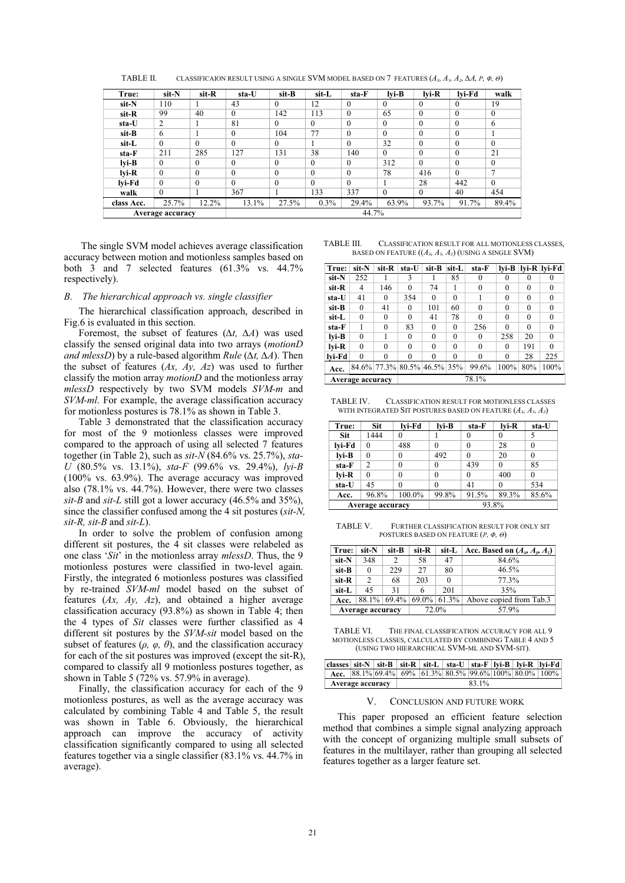TABLE II. CLASSIFICAION RESULT USING A SINGLE SVM MODEL BASED ON 7 FEATURES ($A_x$, $A_y$, $A_z$, $\Delta A$, $P$, $\Phi$, $\Theta$)

| True: | sit-N | sit-R | sta-U | sit-B | sit-L | sta-F | lyi-B | lyi-R | lyi-Fd | walk |
|---|---|---|---|---|---|---|---|---|---|---|
| sit-N | 110 | 1 | 43 | 0 | 12 | 0 | 0 | 0 | 0 | 19 |
| sit-R | 99 | 40 | 0 | 142 | 113 | 0 | 65 | 0 | 0 | 0 |
| sta-U | 2 | 1 | 81 | 0 | 0 | 0 | 0 | 0 | 0 | 6 |
| sit-B | 6 | 1 | 0 | 104 | 77 | 0 | 0 | 0 | 0 | 1 |
| sit-L | 0 | 0 | 0 | 0 | 1 | 0 | 32 | 0 | 0 | 0 |
| sta-F | 211 | 285 | 127 | 131 | 38 | 140 | 0 | 0 | 0 | 21 |
| lyi-B | 0 | 0 | 0 | 0 | 0 | 0 | 312 | 0 | 0 | 0 |
| lyi-R | 0 | 0 | 0 | 0 | 0 | 0 | 78 | 416 | 0 | 7 |
| lyi-Fd | 0 | 0 | 0 | 0 | 0 | 0 | 1 | 28 | 442 | 0 |
| walk | 0 | 1 | 367 | 1 | 133 | 337 | 0 | 0 | 40 | 454 |
| class Acc. | 25.7% | 12.2% | 13.1% | 27.5% | 0.3% | 29.4% | 63.9% | 93.7% | 91.7% | 89.4% |
| Average accuracy | | | 44.7% | | | | | | | |

The single SVM model achieves average classification accuracy between motion and motionless samples based on both 3 and 7 selected features (61.3% vs. 44.7% respectively).

### *B. The hierarchical approach vs. single classifier*

The hierarchical classification approach, described in Fig.6 is evaluated in this section.

Foremost, the subset of features ($\Delta t$, $\Delta A$) was used classify the sensed original data into two arrays (*motionD and mlessD*) by a rule-based algorithm *Rule* ($\Delta t$, $\Delta A$). Then the subset of features ($Ax$, $Ay$, $Az$) was used to further classify the motion array *motionD* and the motionless array *mlessD* respectively by two SVM models *SVM-m* and *SVM-ml*. For example, the average classification accuracy for motionless postures is 78.1% as shown in Table 3.

Table 3 demonstrated that the classification accuracy for most of the 9 motionless classes were improved compared to the approach of using all selected 7 features together (in Table 2), such as *sit-N* (84.6% vs. 25.7%), *sta-U* (80.5% vs. 13.1%), *sta-F* (99.6% vs. 29.4%), *lyi-B* (100% vs. 63.9%). The average accuracy was improved also (78.1% vs. 44.7%). However, there were two classes *sit-B* and *sit-L* still got a lower accuracy (46.5% and 35%), since the classifier confused among the 4 sit postures (*sit-N, sit-R, sit-B* and *sit-L*).

In order to solve the problem of confusion among different sit postures, the 4 sit classes were relabeled as one class '*Sit*' in the motionless array *mlessD*. Thus, the 9 motionless postures were classified in two-level again. Firstly, the integrated 6 motionless postures was classified by re-trained *SVM-ml* model based on the subset of features ($Ax$, $Ay$, $Az$), and obtained a higher average classification accuracy (93.8%) as shown in Table 4; then the 4 types of *Sit* classes were further classified as 4 different sit postures by the *SVM-sit* model based on the subset of features ($\rho$, $\varphi$, $\theta$), and the classification accuracy for each of the sit postures was improved (except the sit-R), compared to classify all 9 motionless postures together, as shown in Table 5 (72% vs. 57.9% in average).

Finally, the classification accuracy for each of the 9 motionless postures, as well as the average accuracy was calculated by combining Table 4 and Table 5, the result was shown in Table 6. Obviously, the hierarchical approach can improve the accuracy of activity classification significantly compared to using all selected features together via a single classifier (83.1% vs. 44.7% in average).

TABLE III. CLASSIFICATION RESULT FOR ALL MOTIONLESS CLASSES, BASED ON FEATURE (($A_x$, $A_y$, $A_z$) (USING A SINGLE SVM)

| True: | sit-N | sit-R | sta-U | sit-B | sit-L | sta-F | lyi-B | lyi-R | lyi-Fd |
|---|---|---|---|---|---|---|---|---|---|
| sit-N | 252 | 1 | 3 | 1 | 85 | 0 | 0 | 0 | 0 |
| sit-R | 4 | 146 | 0 | 74 | 1 | 0 | 0 | 0 | 0 |
| sta-U | 41 | 0 | 354 | 0 | 0 | 1 | 0 | 0 | 0 |
| sit-B | 0 | 41 | 0 | 101 | 60 | 0 | 0 | 0 | 0 |
| sit-L | 0 | 0 | 0 | 41 | 78 | 0 | 0 | 0 | 0 |
| sta-F | 1 | 0 | 83 | 0 | 0 | 256 | 0 | 0 | 0 |
| lyi-B | 0 | 1 | 0 | 0 | 0 | 0 | 258 | 20 | 0 |
| lyi-R | 0 | 0 | 0 | 0 | 0 | 0 | 0 | 191 | 0 |
| lyi-Fd | 0 | 0 | 0 | 0 | 0 | 0 | 0 | 28 | 225 |
| Acc. | 84.6% | 77.3% | 80.5% | 46.5% | 35% | 99.6% | 100% | 80% | 100% |
| Average accuracy | | | | | | 78.1% | | | |

TABLE IV. CLASSIFICATION RESULT FOR MOTIONLESS CLASSES WITH INTEGRATED SIT POSTURES BASED ON FEATURE ($A_x$, $A_y$, $A_z$)

| True: | Sit | lyi-Fd | lyi-B | sta-F | lyi-R | sta-U |
|---|---|---|---|---|---|---|
| Sit | 1444 | 0 | 1 | 0 | 0 | 5 |
| lyi-Fd | 0 | 488 | 0 | 0 | 28 | 0 |
| lyi-B | 0 | 0 | 492 | 0 | 20 | 0 |
| sta-F | 2 | 0 | 0 | 439 | 0 | 85 |
| lyi-R | 0 | 0 | 0 | 0 | 400 | 0 |
| sta-U | 45 | 0 | 0 | 41 | 0 | 534 |
| Acc. | 96.8% | 100.0% | 99.8% | 91.5% | 89.3% | 85.6% |
| Average accuracy | | | 93.8% | | | |

TABLE V. FURTHER CLASSIFICATION RESULT FOR ONLY SIT POSTURES BASED ON FEATURE ($P$, $\Phi$, $\Theta$)

| True: | sit-N | sit-B | sit-R | sit-L | Acc. Based on ($A_x$, $A_y$, $A_z$) |
|---|---|---|---|---|---|
| sit-N | 348 | 2 | 58 | 47 | 84.6% |
| sit-B | 0 | 229 | 27 | 80 | 46.5% |
| sit-R | 2 | 68 | 203 | 0 | 77.3% |
| sit-L | 45 | 31 | 6 | 201 | 35% |
| Acc. | 88.1% | 69.4% | 69.0% | 61.3% | Above copied from Tab.3 |
| Average accuracy | | | 72.0% | | 57.9% |

TABLE VI. THE FINAL CLASSIFICATION ACCURACY FOR ALL 9 MOTIONLESS CLASSES, CALCULATED BY COMBINING TABLE 4 AND 5 (USING TWO HIERARCHICAL SVM-ML AND SVM-SIT).

| classes | sit-N | sit-B | sit-R | sit-L | sta-U | sta-F | lyi-B | lyi-R | lyi-Fd |
|---|---|---|---|---|---|---|---|---|---|
| Acc. | 88.1% | 69.4% | 69% | 61.3% | 80.5% | 99.6% | 100% | 80.0% | 100% |
| Average accuracy | | | | | 83.1% | | | | |

## V. CONCLUSION AND FUTURE WORK

This paper proposed an efficient feature selection method that combines a simple signal analyzing approach with the concept of organizing multiple small subsets of features in the multilayer, rather than grouping all selected features together as a larger feature set.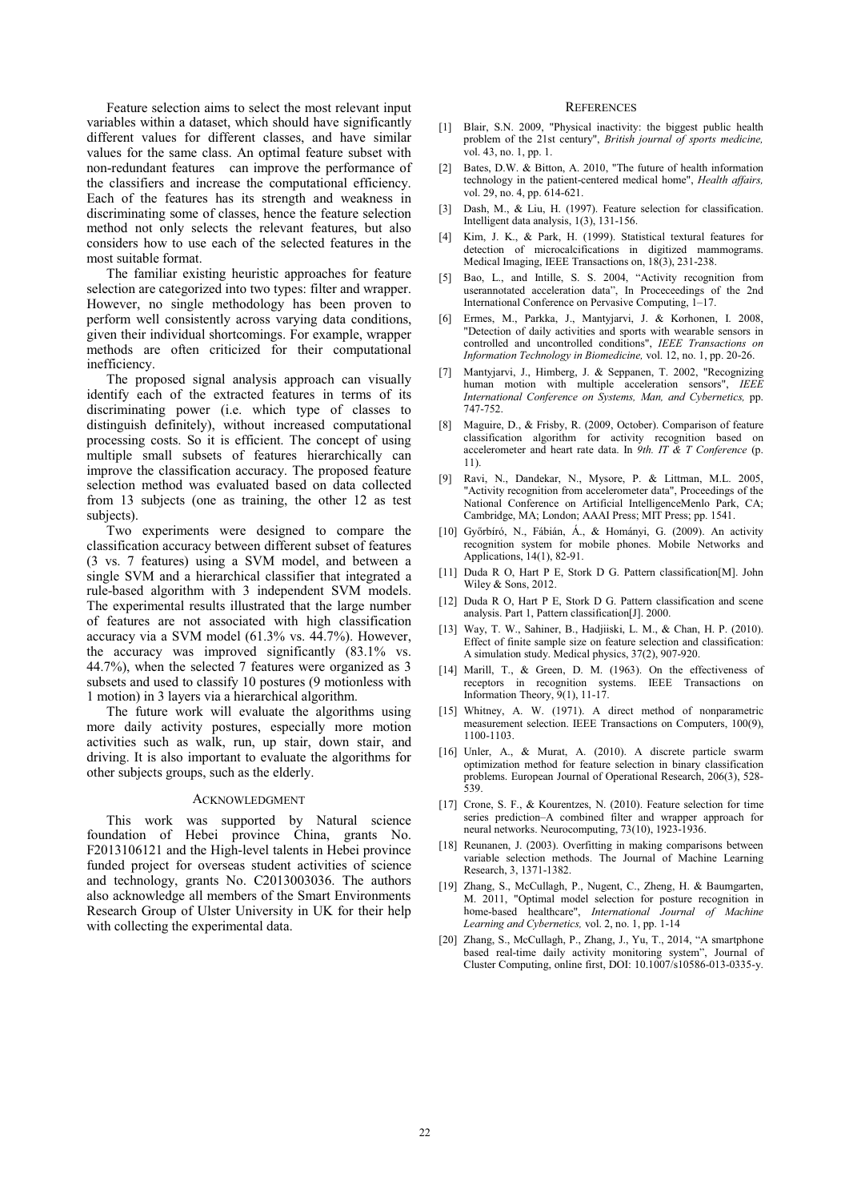Feature selection aims to select the most relevant input variables within a dataset, which should have significantly different values for different classes, and have similar values for the same class. An optimal feature subset with non-redundant features can improve the performance of the classifiers and increase the computational efficiency. Each of the features has its strength and weakness in discriminating some of classes, hence the feature selection method not only selects the relevant features, but also considers how to use each of the selected features in the most suitable format.

The familiar existing heuristic approaches for feature selection are categorized into two types: filter and wrapper. However, no single methodology has been proven to perform well consistently across varying data conditions, given their individual shortcomings. For example, wrapper methods are often criticized for their computational inefficiency.

The proposed signal analysis approach can visually identify each of the extracted features in terms of its discriminating power (i.e. which type of classes to distinguish definitely), without increased computational processing costs. So it is efficient. The concept of using multiple small subsets of features hierarchically can improve the classification accuracy. The proposed feature selection method was evaluated based on data collected from 13 subjects (one as training, the other 12 as test subjects).

Two experiments were designed to compare the classification accuracy between different subset of features (3 vs. 7 features) using a SVM model, and between a single SVM and a hierarchical classifier that integrated a rule-based algorithm with 3 independent SVM models. The experimental results illustrated that the large number of features are not associated with high classification accuracy via a SVM model (61.3% vs. 44.7%). However, the accuracy was improved significantly (83.1% vs. 44.7%), when the selected 7 features were organized as 3 subsets and used to classify 10 postures (9 motionless with 1 motion) in 3 layers via a hierarchical algorithm.

The future work will evaluate the algorithms using more daily activity postures, especially more motion activities such as walk, run, up stair, down stair, and driving. It is also important to evaluate the algorithms for other subjects groups, such as the elderly.

## ACKNOWLEDGMENT

This work was supported by Natural science foundation of Hebei province China, grants No. F2013106121 and the High-level talents in Hebei province funded project for overseas student activities of science and technology, grants No. C2013003036. The authors also acknowledge all members of the Smart Environments Research Group of Ulster University in UK for their help with collecting the experimental data.

## REFERENCES

[1] Blair, S.N. 2009, "Physical inactivity: the biggest public health problem of the 21st century", *British journal of sports medicine,* vol. 43, no. 1, pp. 1.

[2] Bates, D.W. & Bitton, A. 2010, "The future of health information technology in the patient-centered medical home", *Health affairs,* vol. 29, no. 4, pp. 614-621.

[3] Dash, M., & Liu, H. (1997). Feature selection for classification. Intelligent data analysis, 1(3), 131-156.

[4] Kim, J. K., & Park, H. (1999). Statistical textural features for detection of microcalcifications in digitized mammograms. Medical Imaging, IEEE Transactions on, 18(3), 231-238.

[5] Bao, L., and Intille, S. S. 2004, "Activity recognition from userannotated acceleration data", In Proceceedings of the 2nd International Conference on Pervasive Computing, 1–17.

[6] Ermes, M., Parkka, J., Mantyjarvi, J. & Korhonen, I. 2008, "Detection of daily activities and sports with wearable sensors in controlled and uncontrolled conditions", *IEEE Transactions on Information Technology in Biomedicine,* vol. 12, no. 1, pp. 20-26.

[7] Mantyjarvi, J., Himberg, J. & Seppanen, T. 2002, "Recognizing human motion with multiple acceleration sensors", *IEEE International Conference on Systems, Man, and Cybernetics,* pp. 747-752.

[8] Maguire, D., & Frisby, R. (2009, October). Comparison of feature classification algorithm for activity recognition based on accelerometer and heart rate data. In *9th. IT & T Conference* (p. 11).

[9] Ravi, N., Dandekar, N., Mysore, P. & Littman, M.L. 2005, "Activity recognition from accelerometer data", Proceedings of the National Conference on Artificial IntelligenceMenlo Park, CA; Cambridge, MA; London; AAAI Press; MIT Press; pp. 1541.

[10] Győrbíró, N., Fábián, Á., & Hományi, G. (2009). An activity recognition system for mobile phones. Mobile Networks and Applications, 14(1), 82-91.

[11] Duda R O, Hart P E, Stork D G. Pattern classification[M]. John Wiley & Sons, 2012.

[12] Duda R O, Hart P E, Stork D G. Pattern classification and scene analysis. Part 1, Pattern classification[J]. 2000.

[13] Way, T. W., Sahiner, B., Hadjiiski, L. M., & Chan, H. P. (2010). Effect of finite sample size on feature selection and classification: A simulation study. Medical physics, 37(2), 907-920.

[14] Marill, T., & Green, D. M. (1963). On the effectiveness of receptors in recognition systems. IEEE Transactions on Information Theory, 9(1), 11-17.

[15] Whitney, A. W. (1971). A direct method of nonparametric measurement selection. IEEE Transactions on Computers, 100(9), 1100-1103.

[16] Unler, A., & Murat, A. (2010). A discrete particle swarm optimization method for feature selection in binary classification problems. European Journal of Operational Research, 206(3), 528-539.

[17] Crone, S. F., & Kourentzes, N. (2010). Feature selection for time series prediction–A combined filter and wrapper approach for neural networks. Neurocomputing, 73(10), 1923-1936.

[18] Reunanen, J. (2003). Overfitting in making comparisons between variable selection methods. The Journal of Machine Learning Research, 3, 1371-1382.

[19] Zhang, S., McCullagh, P., Nugent, C., Zheng, H. & Baumgarten, M. 2011, "Optimal model selection for posture recognition in home-based healthcare", *International Journal of Machine Learning and Cybernetics,* vol. 2, no. 1, pp. 1-14

[20] Zhang, S., McCullagh, P., Zhang, J., Yu, T., 2014, "A smartphone based real-time daily activity monitoring system", Journal of Cluster Computing, online first, DOI: 10.1007/s10586-013-0335-y.